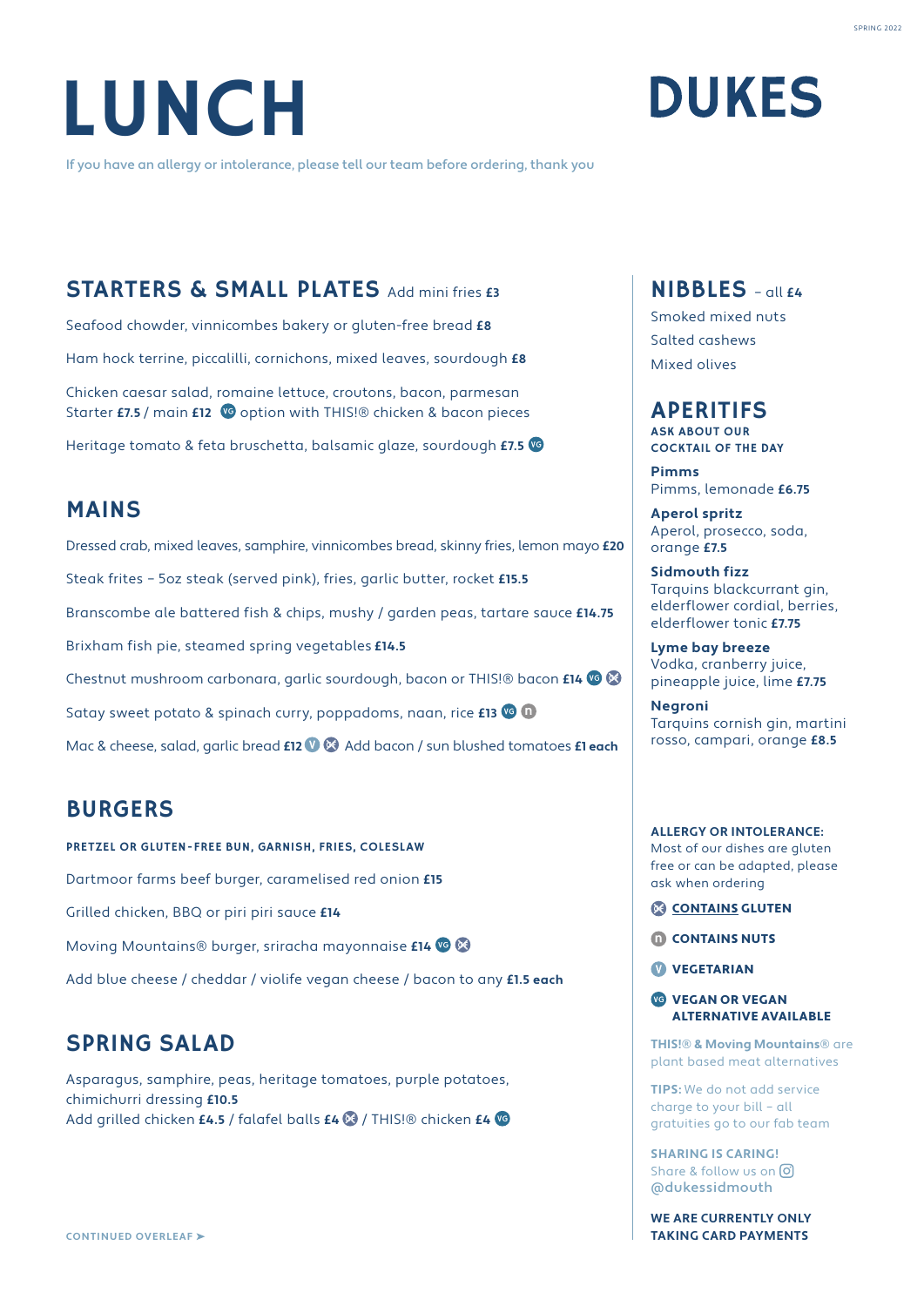# LUNCH

# DUKES

If you have an allergy or intolerance, please tell our team before ordering, thank you

## STARTERS & SMALL PLATES

Add mini fries **£3**

Seafood chowder, vinnicombes bakery or gluten-free bread **£8**

Ham hock terrine, piccalilli, cornichons, mixed leaves, sourdough **£8**

Chicken caesar salad, romaine lettuce, croutons, bacon, parmesan
Starter **£7.5** / main **£12** (VG) option with THIS!® chicken & bacon pieces

Heritage tomato & feta bruschetta, balsamic glaze, sourdough **£7.5** (VG)

## MAINS

Dressed crab, mixed leaves, samphire, vinnicombes bread, skinny fries, lemon mayo **£20**

Steak frites – 5oz steak (served pink), fries, garlic butter, rocket **£15.5**

Branscombe ale battered fish & chips, mushy / garden peas, tartare sauce **£14.75**

Brixham fish pie, steamed spring vegetables **£14.5**

Chestnut mushroom carbonara, garlic sourdough, bacon or THIS!® bacon **£14** (VG) (Contains gluten)

Satay sweet potato & spinach curry, poppadoms, naan, rice **£13** (VG) (n)

Mac & cheese, salad, garlic bread **£12** (V) (Contains gluten) Add bacon / sun blushed tomatoes **£1 each**

## BURGERS

**PRETZEL OR GLUTEN-FREE BUN, GARNISH, FRIES, COLESLAW**

Dartmoor farms beef burger, caramelised red onion **£15**

Grilled chicken, BBQ or piri piri sauce **£14**

Moving Mountains® burger, sriracha mayonnaise **£14** (VG) (Contains gluten)

Add blue cheese / cheddar / violife vegan cheese / bacon to any **£1.5 each**

## SPRING SALAD

Asparagus, samphire, peas, heritage tomatoes, purple potatoes, chimichurri dressing **£10.5**
Add grilled chicken **£4.5** / falafel balls **£4** (Contains gluten) / THIS!® chicken **£4** (VG)

CONTINUED OVERLEAF ➤

## NIBBLES

– all **£4**

Smoked mixed nuts

Salted cashews

Mixed olives

## APERITIFS

**ASK ABOUT OUR COCKTAIL OF THE DAY**

**Pimms**
Pimms, lemonade **£6.75**

**Aperol spritz**
Aperol, prosecco, soda, orange **£7.5**

**Sidmouth fizz**
Tarquins blackcurrant gin, elderflower cordial, berries, elderflower tonic **£7.75**

**Lyme bay breeze**
Vodka, cranberry juice, pineapple juice, lime **£7.75**

**Negroni**
Tarquins cornish gin, martini rosso, campari, orange **£8.5**

**ALLERGY OR INTOLERANCE:**
Most of our dishes are gluten free or can be adapted, please ask when ordering

**CONTAINS GLUTEN**

(n) **CONTAINS NUTS**

(V) **VEGETARIAN**

(VG) **VEGAN OR VEGAN ALTERNATIVE AVAILABLE**

**THIS!® & Moving Mountains®** are plant based meat alternatives

**TIPS:** We do not add service charge to your bill – all gratuities go to our fab team

**SHARING IS CARING!**
Share & follow us on
@dukessidmouth

**WE ARE CURRENTLY ONLY TAKING CARD PAYMENTS**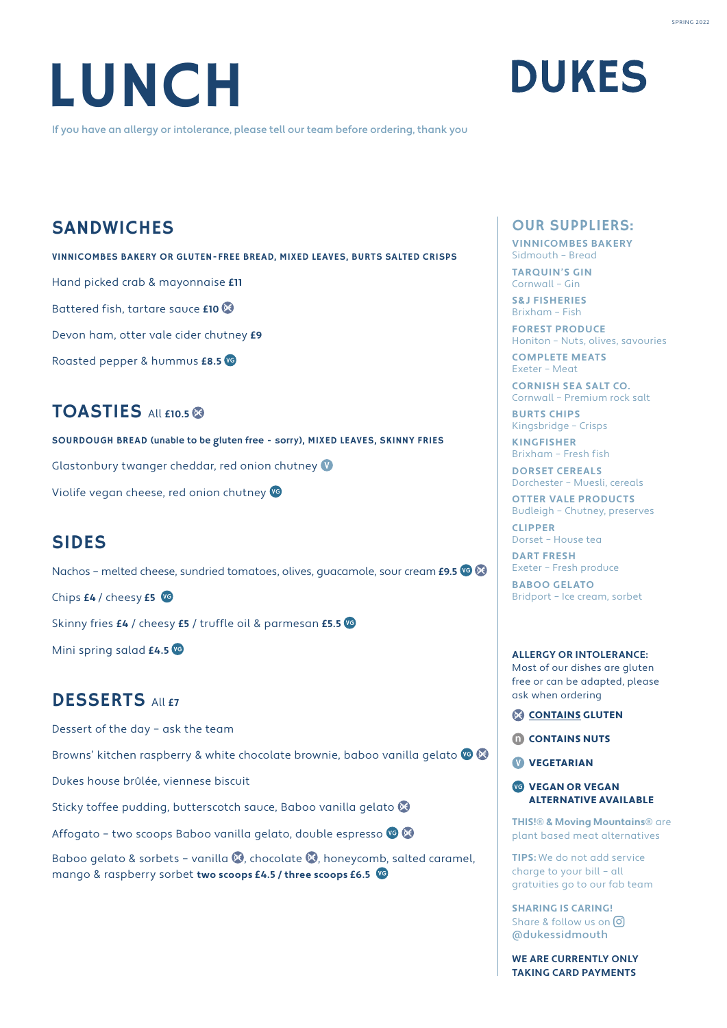SPRING 2022

# LUNCH

# DUKES

If you have an allergy or intolerance, please tell our team before ordering, thank you

## SANDWICHES

**VINNICOMBES BAKERY OR GLUTEN-FREE BREAD, MIXED LEAVES, BURTS SALTED CRISPS**

Hand picked crab & mayonnaise **£11**

Battered fish, tartare sauce **£10** (contains gluten)

Devon ham, otter vale cider chutney **£9**

Roasted pepper & hummus **£8.5** (VG)

## TOASTIES All £10.5 (contains gluten)

**SOURDOUGH BREAD (unable to be gluten free - sorry), MIXED LEAVES, SKINNY FRIES**

Glastonbury twanger cheddar, red onion chutney (V)

Violife vegan cheese, red onion chutney (VG)

## SIDES

Nachos – melted cheese, sundried tomatoes, olives, guacamole, sour cream **£9.5** (VG) (contains gluten)

Chips **£4** / cheesy **£5** (VG)

Skinny fries **£4** / cheesy **£5** / truffle oil & parmesan **£5.5** (VG)

Mini spring salad **£4.5** (VG)

## DESSERTS All £7

Dessert of the day – ask the team

Browns' kitchen raspberry & white chocolate brownie, baboo vanilla gelato (VG) (contains gluten)

Dukes house brûlée, viennese biscuit

Sticky toffee pudding, butterscotch sauce, Baboo vanilla gelato (contains gluten)

Affogato – two scoops Baboo vanilla gelato, double espresso (VG) (contains gluten)

Baboo gelato & sorbets – vanilla (contains gluten), chocolate (contains gluten), honeycomb, salted caramel, mango & raspberry sorbet **two scoops £4.5 / three scoops £6.5** (VG)

## OUR SUPPLIERS:

**VINNICOMBES BAKERY**
Sidmouth – Bread

**TARQUIN'S GIN**
Cornwall – Gin

**S&J FISHERIES**
Brixham – Fish

**FOREST PRODUCE**
Honiton – Nuts, olives, savouries

**COMPLETE MEATS**
Exeter – Meat

**CORNISH SEA SALT CO.**
Cornwall – Premium rock salt

**BURTS CHIPS**
Kingsbridge – Crisps

**KINGFISHER**
Brixham – Fresh fish

**DORSET CEREALS**
Dorchester – Muesli, cereals

**OTTER VALE PRODUCTS**
Budleigh – Chutney, preserves

**CLIPPER**
Dorset – House tea

**DART FRESH**
Exeter – Fresh produce

**BABOO GELATO**
Bridport – Ice cream, sorbet

**ALLERGY OR INTOLERANCE:**
Most of our dishes are gluten free or can be adapted, please ask when ordering

- (contains gluten) **CONTAINS GLUTEN**
- (n) **CONTAINS NUTS**
- (V) **VEGETARIAN**
- (VG) **VEGAN OR VEGAN ALTERNATIVE AVAILABLE**

**THIS!® & Moving Mountains®** are plant based meat alternatives

**TIPS:** We do not add service charge to your bill – all gratuities go to our fab team

**SHARING IS CARING!**
Share & follow us on Instagram
@dukessidmouth

**WE ARE CURRENTLY ONLY TAKING CARD PAYMENTS**